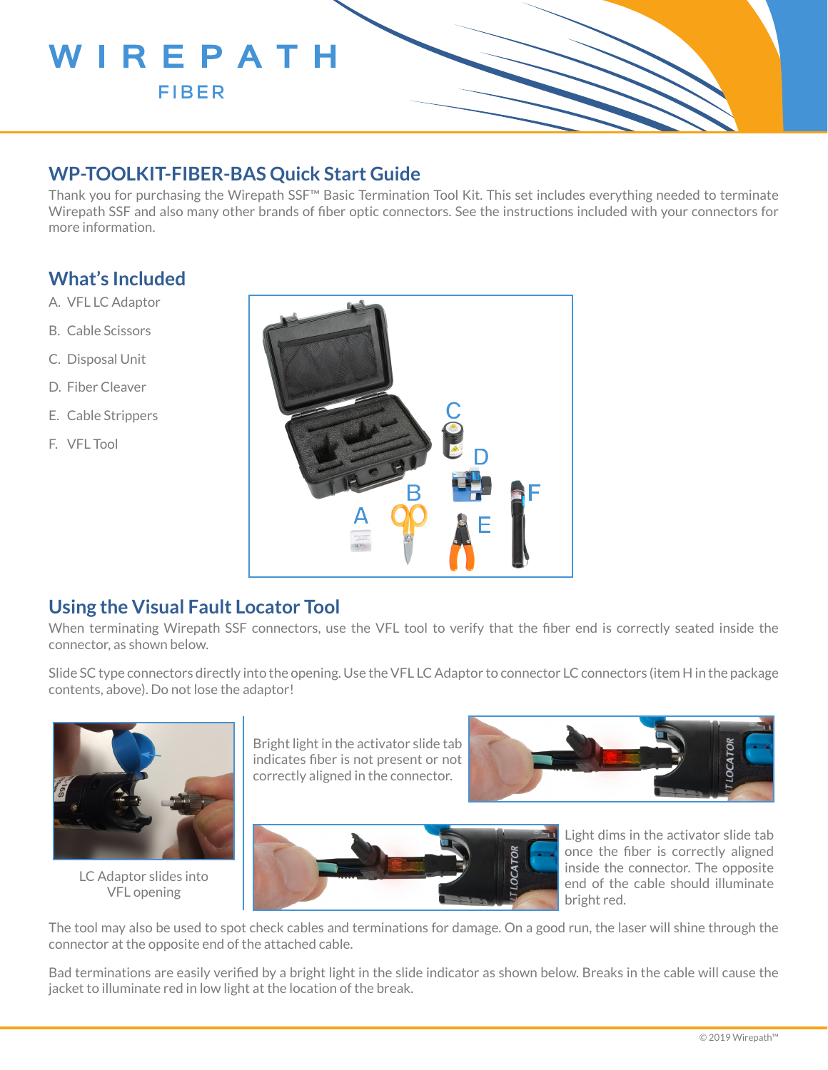# WIREPATH
FIBER

## WP-TOOLKIT-FIBER-BAS Quick Start Guide

Thank you for purchasing the Wirepath SSF™ Basic Termination Tool Kit. This set includes everything needed to terminate Wirepath SSF and also many other brands of fiber optic connectors. See the instructions included with your connectors for more information.

## What's Included

A. VFL LC Adaptor

B. Cable Scissors

C. Disposal Unit

D. Fiber Cleaver

E. Cable Strippers

F. VFL Tool

## Using the Visual Fault Locator Tool

When terminating Wirepath SSF connectors, use the VFL tool to verify that the fiber end is correctly seated inside the connector, as shown below.

Slide SC type connectors directly into the opening. Use the VFL LC Adaptor to connector LC connectors (item H in the package contents, above). Do not lose the adaptor!

LC Adaptor slides into VFL opening

Bright light in the activator slide tab indicates fiber is not present or not correctly aligned in the connector.

Light dims in the activator slide tab once the fiber is correctly aligned inside the connector. The opposite end of the cable should illuminate bright red.

The tool may also be used to spot check cables and terminations for damage. On a good run, the laser will shine through the connector at the opposite end of the attached cable.

Bad terminations are easily verified by a bright light in the slide indicator as shown below. Breaks in the cable will cause the jacket to illuminate red in low light at the location of the break.

© 2019 Wirepath™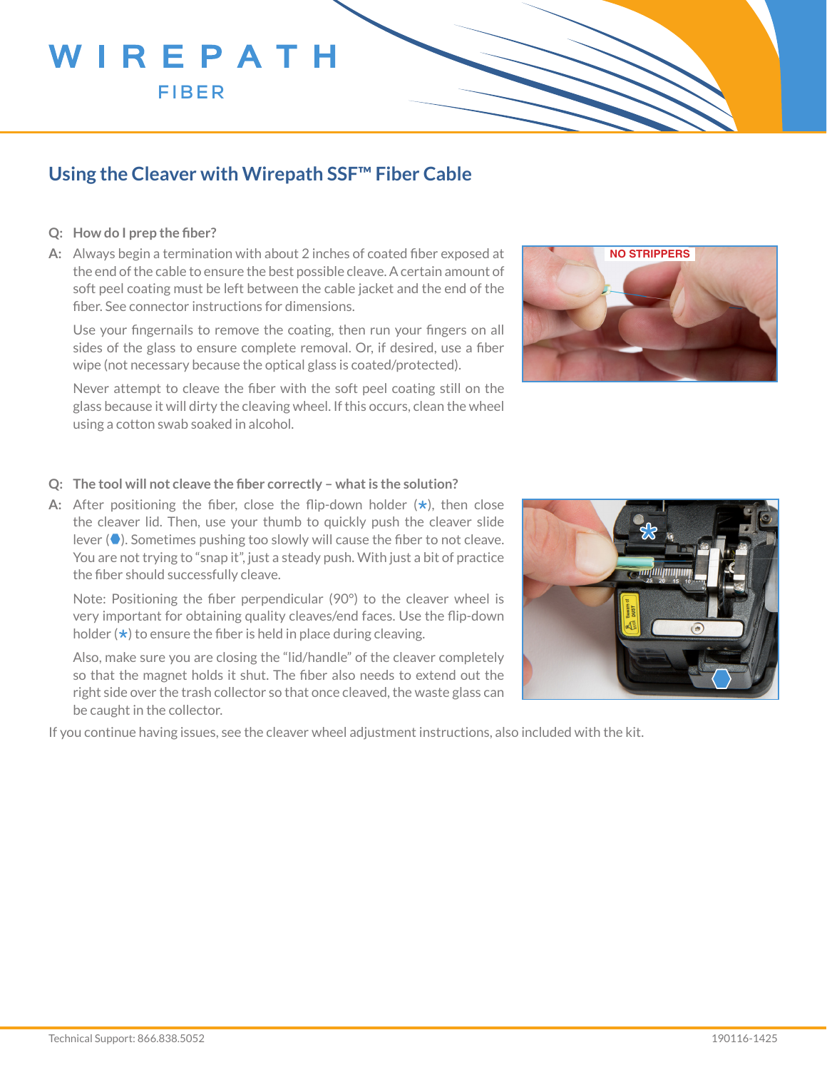WIREPATH

FIBER

## Using the Cleaver with Wirepath SSF™ Fiber Cable

**Q: How do I prep the fiber?**

**A:** Always begin a termination with about 2 inches of coated fiber exposed at the end of the cable to ensure the best possible cleave. A certain amount of soft peel coating must be left between the cable jacket and the end of the fiber. See connector instructions for dimensions.

Use your fingernails to remove the coating, then run your fingers on all sides of the glass to ensure complete removal. Or, if desired, use a fiber wipe (not necessary because the optical glass is coated/protected).

Never attempt to cleave the fiber with the soft peel coating still on the glass because it will dirty the cleaving wheel. If this occurs, clean the wheel using a cotton swab soaked in alcohol.

NO STRIPPERS

**Q: The tool will not cleave the fiber correctly – what is the solution?**

**A:** After positioning the fiber, close the flip-down holder (*), then close the cleaver lid. Then, use your thumb to quickly push the cleaver slide lever (⬣). Sometimes pushing too slowly will cause the fiber to not cleave. You are not trying to "snap it", just a steady push. With just a bit of practice the fiber should successfully cleave.

Note: Positioning the fiber perpendicular (90°) to the cleaver wheel is very important for obtaining quality cleaves/end faces. Use the flip-down holder (*) to ensure the fiber is held in place during cleaving.

Also, make sure you are closing the "lid/handle" of the cleaver completely so that the magnet holds it shut. The fiber also needs to extend out the right side over the trash collector so that once cleaved, the waste glass can be caught in the collector.

If you continue having issues, see the cleaver wheel adjustment instructions, also included with the kit.

Technical Support: 866.838.5052

190116-1425